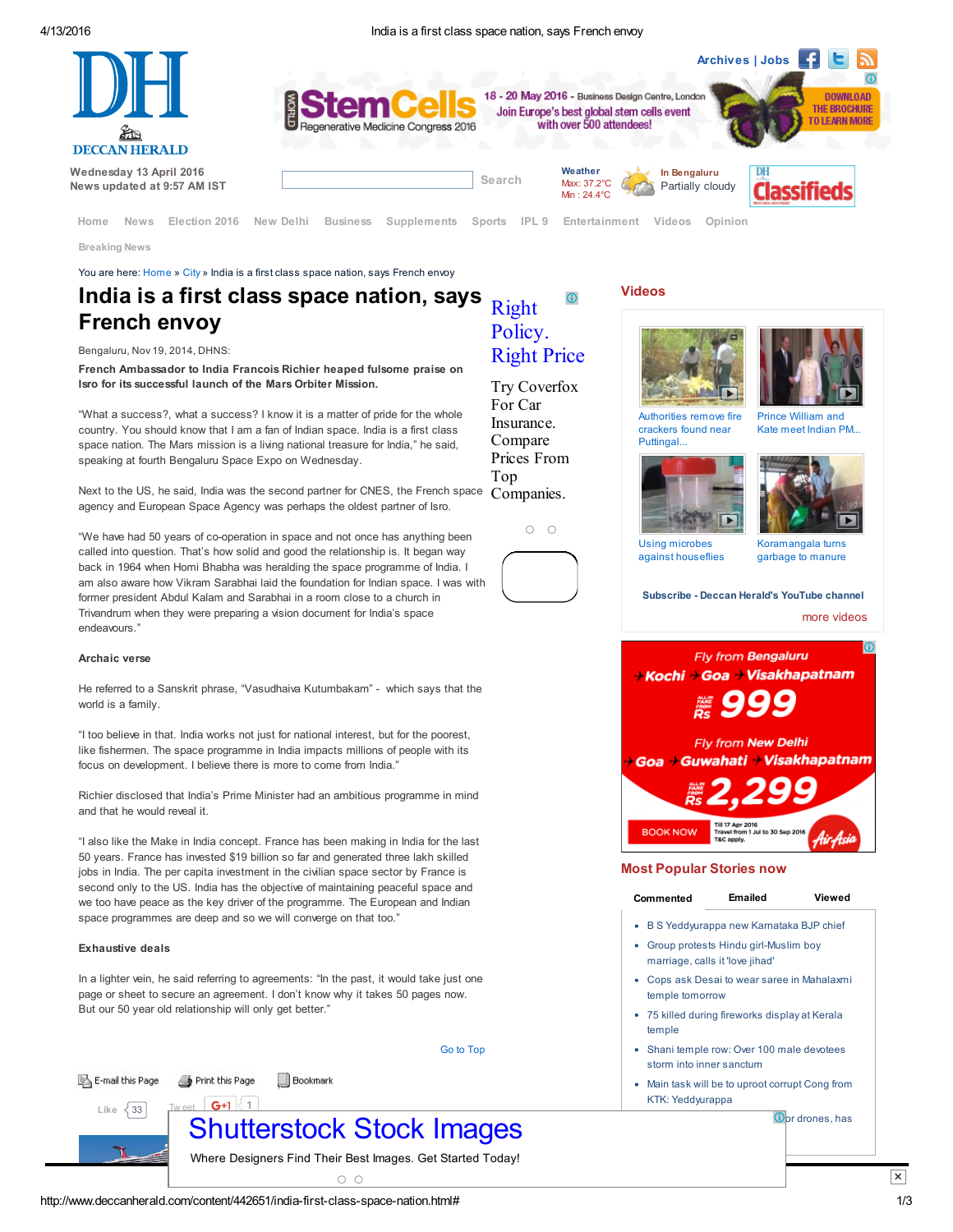# India is a first class space nation, says French envoy

Bengaluru, Nov 19, 2014, DHNS:

**French Ambassador to India Francois Richier heaped fulsome praise on Isro for its successful launch of the Mars Orbiter Mission.**

“What a success?, what a success? I know it is a matter of pride for the whole country. You should know that I am a fan of Indian space. India is a first class space nation. The Mars mission is a living national treasure for India,” he said, speaking at fourth Bengaluru Space Expo on Wednesday.

Next to the US, he said, India was the second partner for CNES, the French space agency and European Space Agency was perhaps the oldest partner of Isro.

“We have had 50 years of co-operation in space and not once has anything been called into question. That’s how solid and good the relationship is. It began way back in 1964 when Homi Bhabha was heralding the space programme of India. I am also aware how Vikram Sarabhai laid the foundation for Indian space. I was with former president Abdul Kalam and Sarabhai in a room close to a church in Trivandrum when they were preparing a vision document for India’s space endeavours.”

**Archaic verse**

He referred to a Sanskrit phrase, “Vasudhaiva Kutumbakam” - which says that the world is a family.

“I too believe in that. India works not just for national interest, but for the poorest, like fishermen. The space programme in India impacts millions of people with its focus on development. I believe there is more to come from India.”

Richier disclosed that India’s Prime Minister had an ambitious programme in mind and that he would reveal it.

“I also like the Make in India concept. France has been making in India for the last 50 years. France has invested $19 billion so far and generated three lakh skilled jobs in India. The per capita investment in the civilian space sector by France is second only to the US. India has the objective of maintaining peaceful space and we too have peace as the key driver of the programme. The European and Indian space programmes are deep and so we will converge on that too.”

**Exhaustive deals**

In a lighter vein, he said referring to agreements: “In the past, it would take just one page or sheet to secure an agreement. I don’t know why it takes 50 pages now. But our 50 year old relationship will only get better.”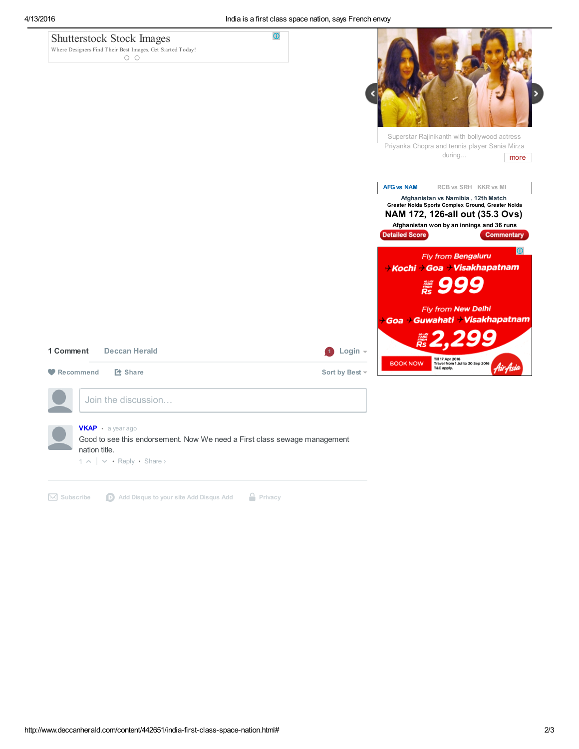Shutterstock Stock Images
Where Designers Find Their Best Images. Get Started Today!

Superstar Rajinikanth with bollywood actress Priyanka Chopra and tennis player Sania Mirza during...

more

AFG vs NAM    RCB vs SRH    KKR vs MI

Afghanistan vs Namibia , 12th Match
Greater Noida Sports Complex Ground, Greater Noida

**NAM 172, 126-all out (35.3 Ovs)**

Afghanistan won by an innings and 36 runs

Detailed Score    Commentary

Fly from Bengaluru
Kochi Goa Visakhapatnam
ALL-IN FARE FROM Rs 999

Fly from New Delhi
Goa Guwahati Visakhapatnam
ALL-IN FARE FROM Rs 2,299

BOOK NOW
Till 17 Apr 2016
Travel from 1 Jul to 30 Sep 2016
T&C apply.
AirAsia

1 Comment    Deccan Herald    Login

Recommend    Share    Sort by Best

Join the discussion…

**VKAP** • a year ago

Good to see this endorsement. Now We need a First class sewage management nation title.

1 • Reply • Share ›

Subscribe    Add Disqus to your site Add Disqus Add    Privacy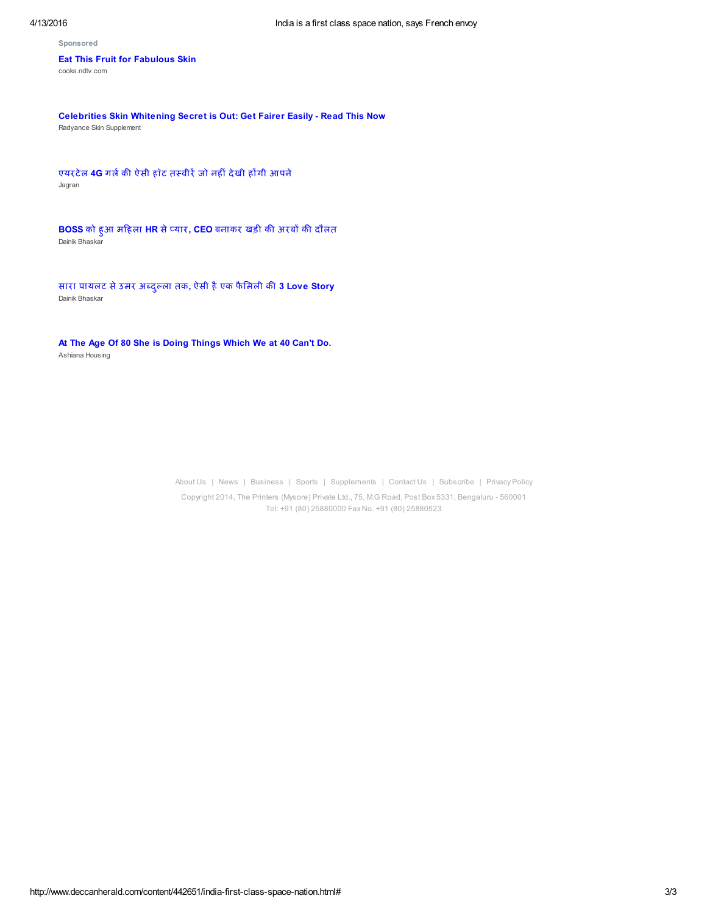Sponsored

**Eat This Fruit for Fabulous Skin**
cooks.ndtv.com

**Celebrities Skin Whitening Secret is Out: Get Fairer Easily - Read This Now**
Radyance Skin Supplement

एयरटेल **4G** गर्ल की ऐसी हॉट तस्वीरें जो नहीं देखी होंगी आपने
Jagran

**BOSS** को हुआ महिला **HR** से प्यार, **CEO** बनाकर खड़ी की अरबों की दौलत
Dainik Bhaskar

सारा पायलट से उमर अब्दुल्ला तक, ऐसी है एक फैमिली की **3 Love Story**
Dainik Bhaskar

**At The Age Of 80 She is Doing Things Which We at 40 Can't Do.**
Ashiana Housing

About Us | News | Business | Sports | Supplements | Contact Us | Subscribe | Privacy Policy

Copyright 2014, The Printers (Mysore) Private Ltd., 75, M.G Road, Post Box 5331, Bengaluru - 560001
Tel: +91 (80) 25880000 Fax No. +91 (80) 25880523